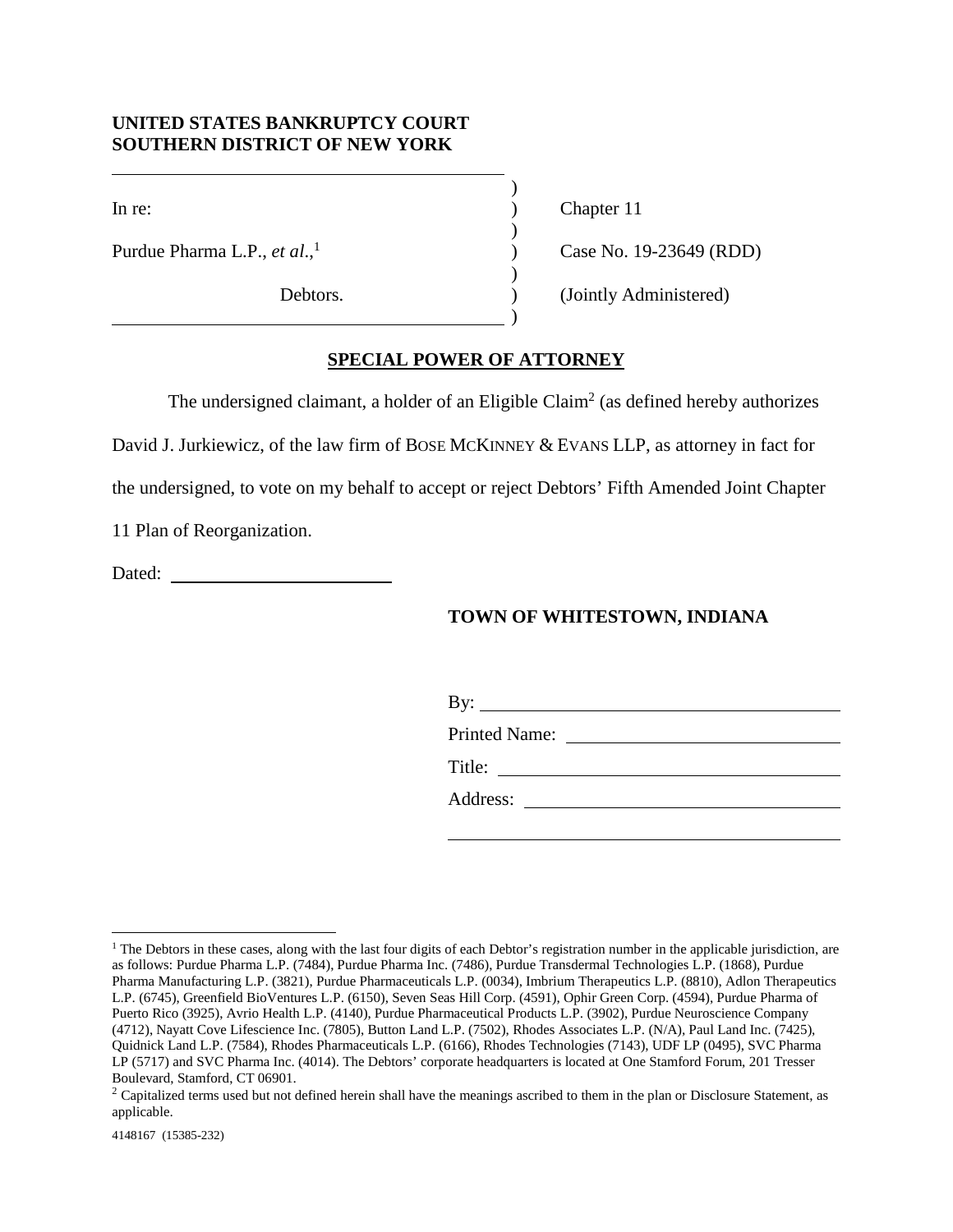**UNITED STATES BANKRUPTCY COURT**
**SOUTHERN DISTRICT OF NEW YORK**

| | | |
|---|---|---|
| In re: | ) | Chapter 11 |
| Purdue Pharma L.P., *et al*.,[1] | ) | Case No. 19-23649 (RDD) |
| Debtors. | ) | (Jointly Administered) |

## SPECIAL POWER OF ATTORNEY

The undersigned claimant, a holder of an Eligible Claim[2] (as defined hereby authorizes David J. Jurkiewicz, of the law firm of BOSE MCKINNEY & EVANS LLP, as attorney in fact for the undersigned, to vote on my behalf to accept or reject Debtors' Fifth Amended Joint Chapter 11 Plan of Reorganization.

Dated: ________________________

**TOWN OF WHITESTOWN, INDIANA**

By: ________________________

Printed Name: ________________________

Title: ________________________

Address: ________________________

________________________

[1] The Debtors in these cases, along with the last four digits of each Debtor's registration number in the applicable jurisdiction, are as follows: Purdue Pharma L.P. (7484), Purdue Pharma Inc. (7486), Purdue Transdermal Technologies L.P. (1868), Purdue Pharma Manufacturing L.P. (3821), Purdue Pharmaceuticals L.P. (0034), Imbrium Therapeutics L.P. (8810), Adlon Therapeutics L.P. (6745), Greenfield BioVentures L.P. (6150), Seven Seas Hill Corp. (4591), Ophir Green Corp. (4594), Purdue Pharma of Puerto Rico (3925), Avrio Health L.P. (4140), Purdue Pharmaceutical Products L.P. (3902), Purdue Neuroscience Company (4712), Nayatt Cove Lifescience Inc. (7805), Button Land L.P. (7502), Rhodes Associates L.P. (N/A), Paul Land Inc. (7425), Quidnick Land L.P. (7584), Rhodes Pharmaceuticals L.P. (6166), Rhodes Technologies (7143), UDF LP (0495), SVC Pharma LP (5717) and SVC Pharma Inc. (4014). The Debtors' corporate headquarters is located at One Stamford Forum, 201 Tresser Boulevard, Stamford, CT 06901.

[2] Capitalized terms used but not defined herein shall have the meanings ascribed to them in the plan or Disclosure Statement, as applicable.

4148167 (15385-232)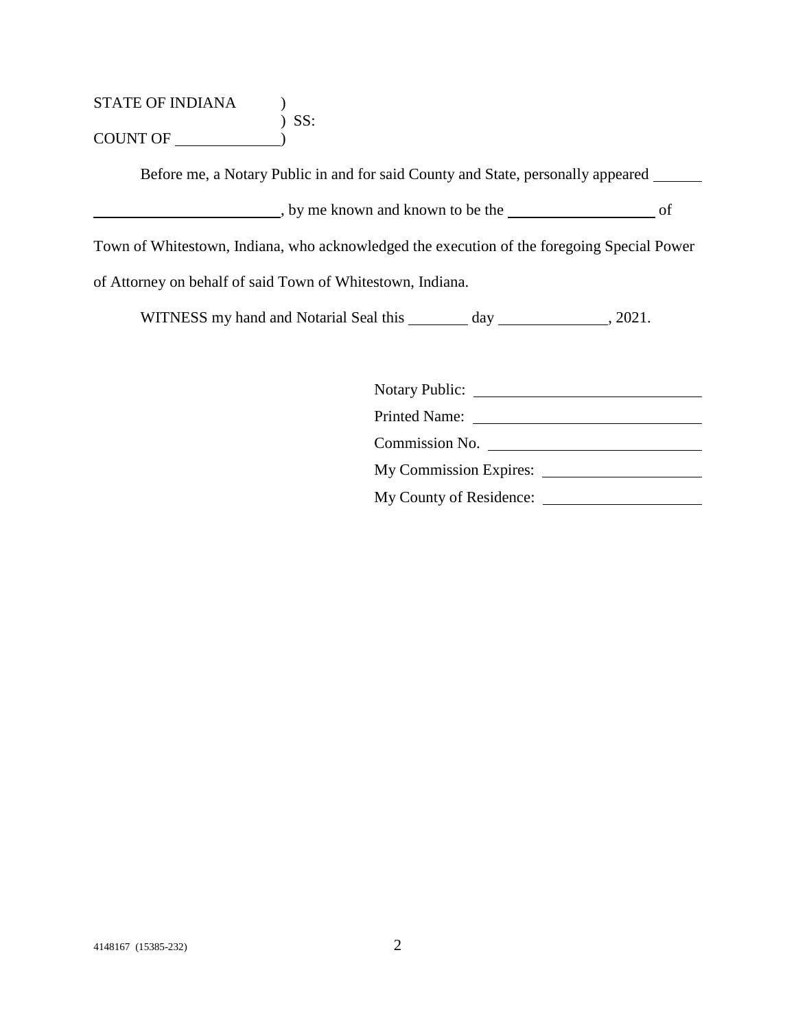STATE OF INDIANA )
) SS:
COUNT OF ______________)

Before me, a Notary Public in and for said County and State, personally appeared ______ __________________________, by me known and known to be the ____________________ of Town of Whitestown, Indiana, who acknowledged the execution of the foregoing Special Power of Attorney on behalf of said Town of Whitestown, Indiana.

WITNESS my hand and Notarial Seal this ________ day ______________, 2021.

Notary Public: ______________________________

Printed Name: ______________________________

Commission No. ______________________________

My Commission Expires: ____________________

My County of Residence: ____________________

4148167 (15385-232)